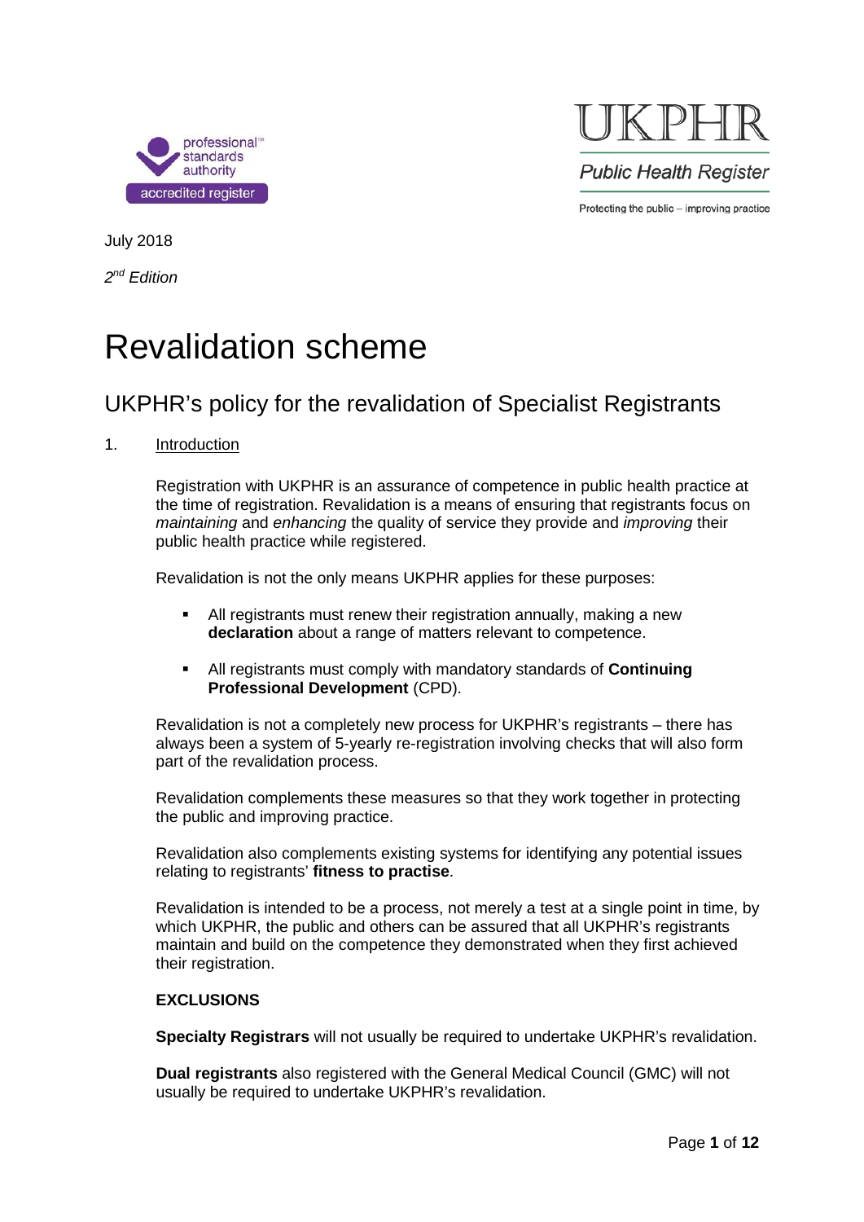professional standards authority
accredited register

UKPHR
Public Health Register
Protecting the public – improving practice

July 2018

*2nd Edition*

# Revalidation scheme

## UKPHR's policy for the revalidation of Specialist Registrants

1. Introduction

Registration with UKPHR is an assurance of competence in public health practice at the time of registration. Revalidation is a means of ensuring that registrants focus on *maintaining* and *enhancing* the quality of service they provide and *improving* their public health practice while registered.

Revalidation is not the only means UKPHR applies for these purposes:

- All registrants must renew their registration annually, making a new **declaration** about a range of matters relevant to competence.
- All registrants must comply with mandatory standards of **Continuing Professional Development** (CPD).

Revalidation is not a completely new process for UKPHR's registrants – there has always been a system of 5-yearly re-registration involving checks that will also form part of the revalidation process.

Revalidation complements these measures so that they work together in protecting the public and improving practice.

Revalidation also complements existing systems for identifying any potential issues relating to registrants' **fitness to practise**.

Revalidation is intended to be a process, not merely a test at a single point in time, by which UKPHR, the public and others can be assured that all UKPHR's registrants maintain and build on the competence they demonstrated when they first achieved their registration.

**EXCLUSIONS**

**Specialty Registrars** will not usually be required to undertake UKPHR's revalidation.

**Dual registrants** also registered with the General Medical Council (GMC) will not usually be required to undertake UKPHR's revalidation.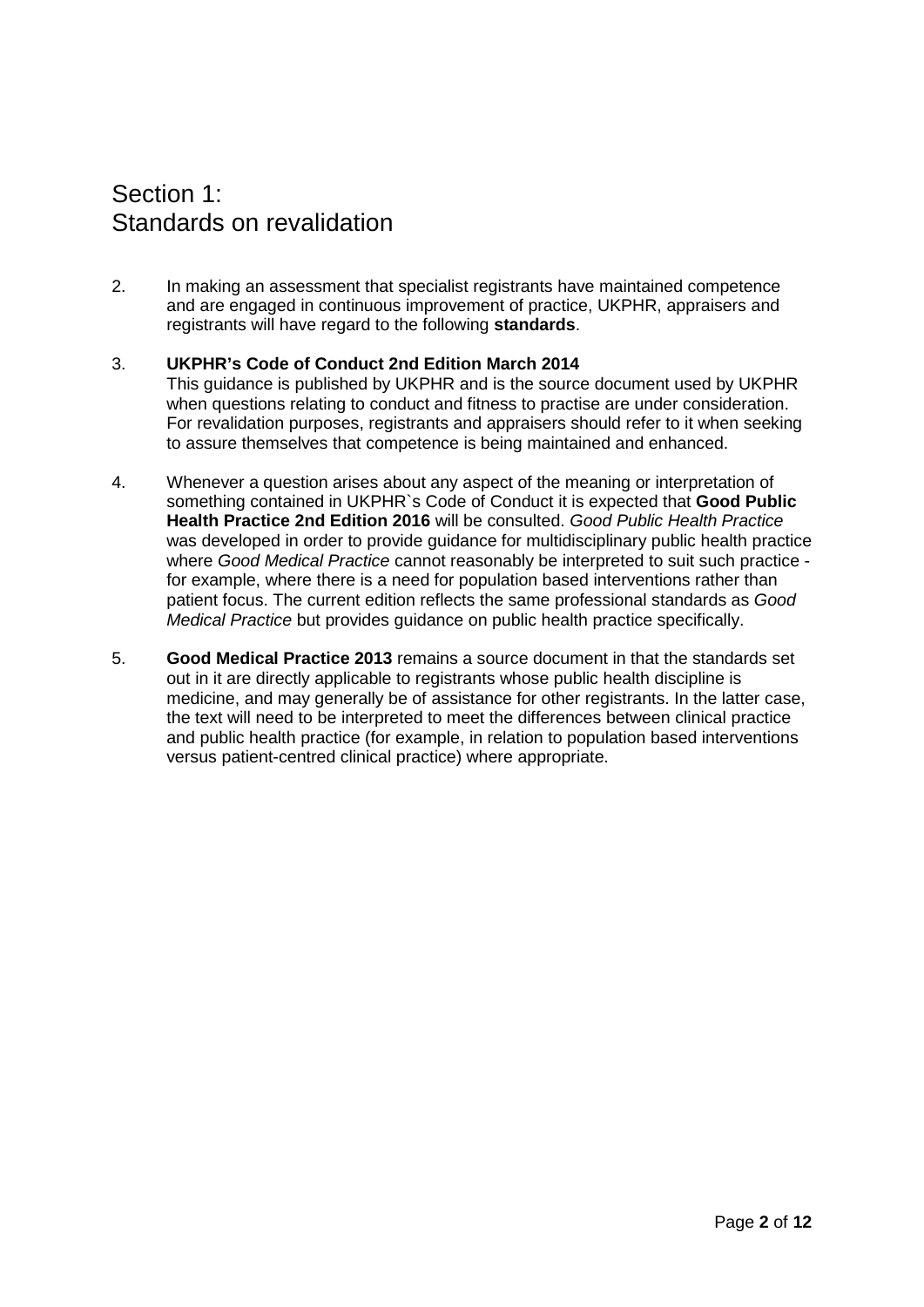# Section 1:
# Standards on revalidation

2. In making an assessment that specialist registrants have maintained competence and are engaged in continuous improvement of practice, UKPHR, appraisers and registrants will have regard to the following **standards**.

3. **UKPHR's Code of Conduct 2nd Edition March 2014**
   This guidance is published by UKPHR and is the source document used by UKPHR when questions relating to conduct and fitness to practise are under consideration. For revalidation purposes, registrants and appraisers should refer to it when seeking to assure themselves that competence is being maintained and enhanced.

4. Whenever a question arises about any aspect of the meaning or interpretation of something contained in UKPHR`s Code of Conduct it is expected that **Good Public Health Practice 2nd Edition 2016** will be consulted. *Good Public Health Practice* was developed in order to provide guidance for multidisciplinary public health practice where *Good Medical Practice* cannot reasonably be interpreted to suit such practice - for example, where there is a need for population based interventions rather than patient focus. The current edition reflects the same professional standards as *Good Medical Practice* but provides guidance on public health practice specifically.

5. **Good Medical Practice 2013** remains a source document in that the standards set out in it are directly applicable to registrants whose public health discipline is medicine, and may generally be of assistance for other registrants. In the latter case, the text will need to be interpreted to meet the differences between clinical practice and public health practice (for example, in relation to population based interventions versus patient-centred clinical practice) where appropriate.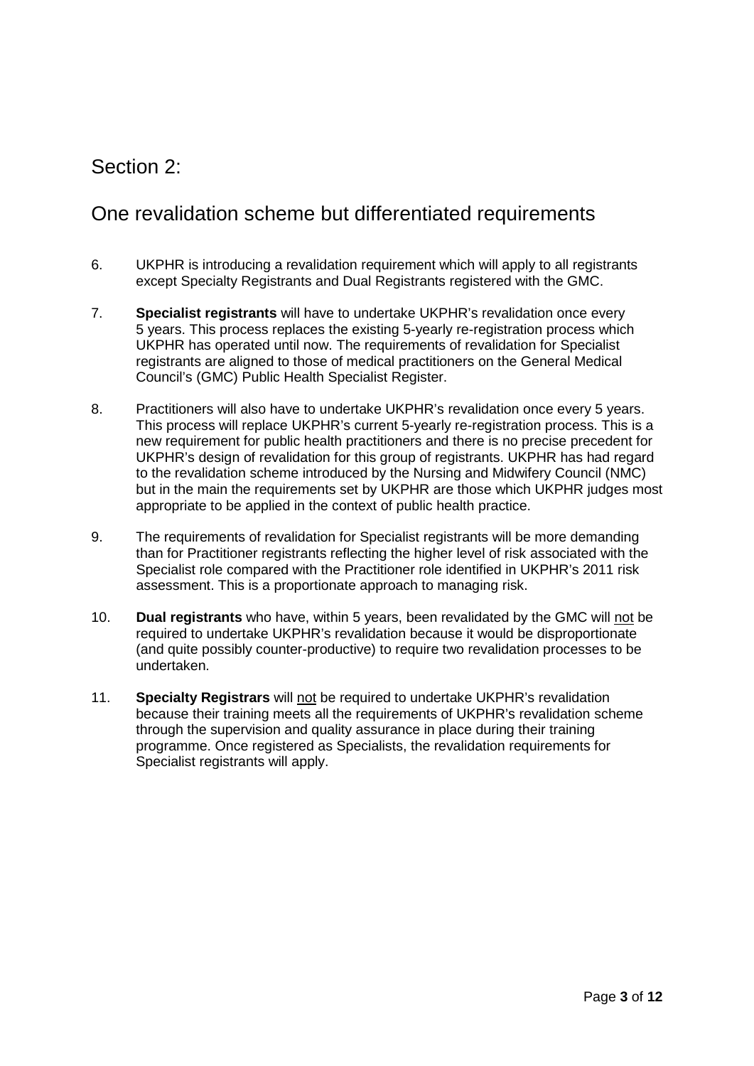## Section 2:

## One revalidation scheme but differentiated requirements

6. UKPHR is introducing a revalidation requirement which will apply to all registrants except Specialty Registrants and Dual Registrants registered with the GMC.

7. **Specialist registrants** will have to undertake UKPHR's revalidation once every 5 years. This process replaces the existing 5-yearly re-registration process which UKPHR has operated until now. The requirements of revalidation for Specialist registrants are aligned to those of medical practitioners on the General Medical Council's (GMC) Public Health Specialist Register.

8. Practitioners will also have to undertake UKPHR's revalidation once every 5 years. This process will replace UKPHR's current 5-yearly re-registration process. This is a new requirement for public health practitioners and there is no precise precedent for UKPHR's design of revalidation for this group of registrants. UKPHR has had regard to the revalidation scheme introduced by the Nursing and Midwifery Council (NMC) but in the main the requirements set by UKPHR are those which UKPHR judges most appropriate to be applied in the context of public health practice.

9. The requirements of revalidation for Specialist registrants will be more demanding than for Practitioner registrants reflecting the higher level of risk associated with the Specialist role compared with the Practitioner role identified in UKPHR's 2011 risk assessment. This is a proportionate approach to managing risk.

10. **Dual registrants** who have, within 5 years, been revalidated by the GMC will <u>not</u> be required to undertake UKPHR's revalidation because it would be disproportionate (and quite possibly counter-productive) to require two revalidation processes to be undertaken.

11. **Specialty Registrars** will <u>not</u> be required to undertake UKPHR's revalidation because their training meets all the requirements of UKPHR's revalidation scheme through the supervision and quality assurance in place during their training programme. Once registered as Specialists, the revalidation requirements for Specialist registrants will apply.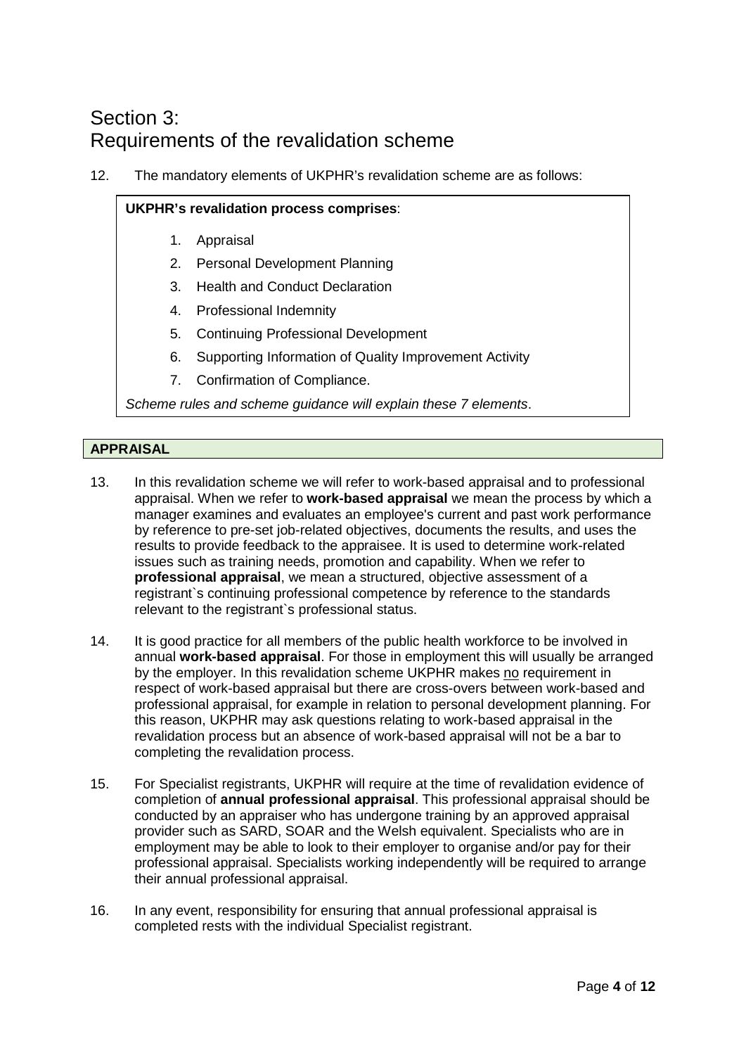# Section 3:
# Requirements of the revalidation scheme

12. The mandatory elements of UKPHR's revalidation scheme are as follows:

> **UKPHR's revalidation process comprises**:
>
> 1. Appraisal
> 2. Personal Development Planning
> 3. Health and Conduct Declaration
> 4. Professional Indemnity
> 5. Continuing Professional Development
> 6. Supporting Information of Quality Improvement Activity
> 7. Confirmation of Compliance.
>
> *Scheme rules and scheme guidance will explain these 7 elements*.

## APPRAISAL

13. In this revalidation scheme we will refer to work-based appraisal and to professional appraisal. When we refer to **work-based appraisal** we mean the process by which a manager examines and evaluates an employee's current and past work performance by reference to pre-set job-related objectives, documents the results, and uses the results to provide feedback to the appraisee. It is used to determine work-related issues such as training needs, promotion and capability. When we refer to **professional appraisal**, we mean a structured, objective assessment of a registrant`s continuing professional competence by reference to the standards relevant to the registrant`s professional status.

14. It is good practice for all members of the public health workforce to be involved in annual **work-based appraisal**. For those in employment this will usually be arranged by the employer. In this revalidation scheme UKPHR makes <u>no</u> requirement in respect of work-based appraisal but there are cross-overs between work-based and professional appraisal, for example in relation to personal development planning. For this reason, UKPHR may ask questions relating to work-based appraisal in the revalidation process but an absence of work-based appraisal will not be a bar to completing the revalidation process.

15. For Specialist registrants, UKPHR will require at the time of revalidation evidence of completion of **annual professional appraisal**. This professional appraisal should be conducted by an appraiser who has undergone training by an approved appraisal provider such as SARD, SOAR and the Welsh equivalent. Specialists who are in employment may be able to look to their employer to organise and/or pay for their professional appraisal. Specialists working independently will be required to arrange their annual professional appraisal.

16. In any event, responsibility for ensuring that annual professional appraisal is completed rests with the individual Specialist registrant.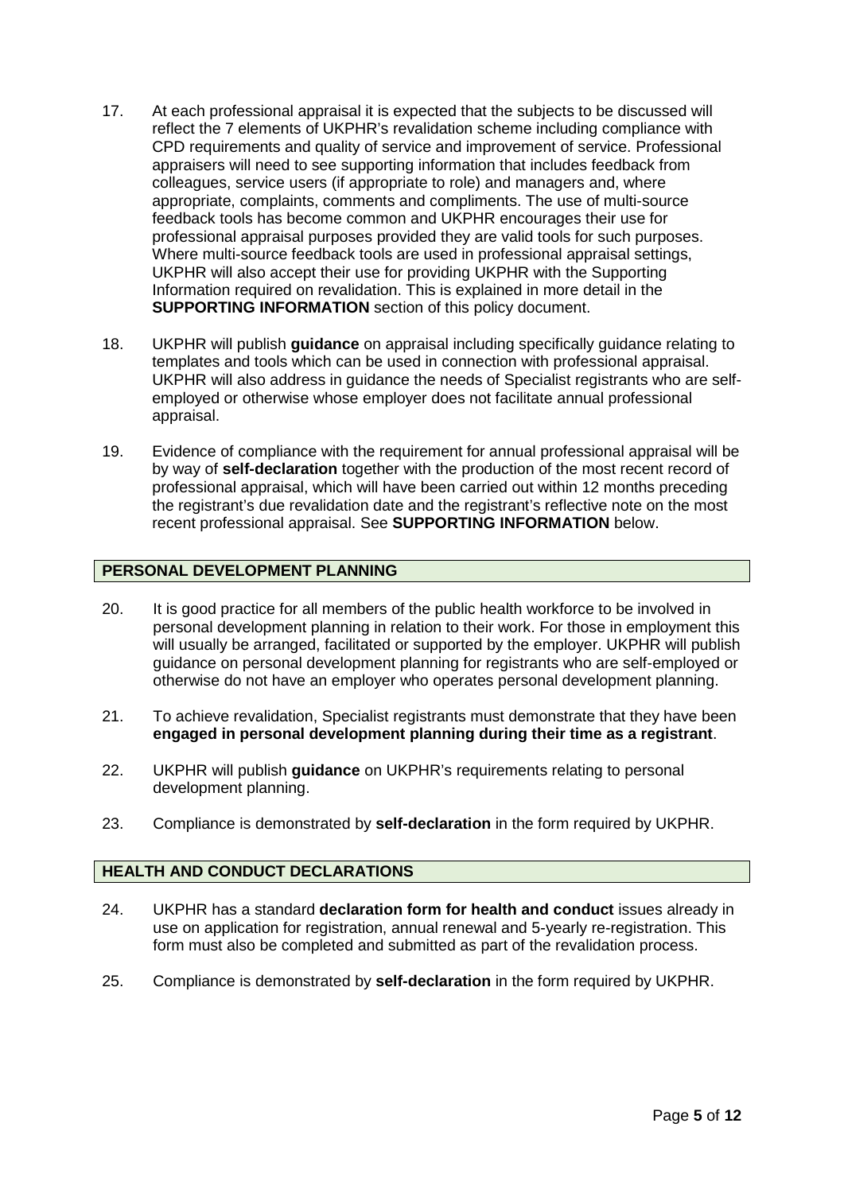17. At each professional appraisal it is expected that the subjects to be discussed will reflect the 7 elements of UKPHR's revalidation scheme including compliance with CPD requirements and quality of service and improvement of service. Professional appraisers will need to see supporting information that includes feedback from colleagues, service users (if appropriate to role) and managers and, where appropriate, complaints, comments and compliments. The use of multi-source feedback tools has become common and UKPHR encourages their use for professional appraisal purposes provided they are valid tools for such purposes. Where multi-source feedback tools are used in professional appraisal settings, UKPHR will also accept their use for providing UKPHR with the Supporting Information required on revalidation. This is explained in more detail in the **SUPPORTING INFORMATION** section of this policy document.

18. UKPHR will publish **guidance** on appraisal including specifically guidance relating to templates and tools which can be used in connection with professional appraisal. UKPHR will also address in guidance the needs of Specialist registrants who are self-employed or otherwise whose employer does not facilitate annual professional appraisal.

19. Evidence of compliance with the requirement for annual professional appraisal will be by way of **self-declaration** together with the production of the most recent record of professional appraisal, which will have been carried out within 12 months preceding the registrant's due revalidation date and the registrant's reflective note on the most recent professional appraisal. See **SUPPORTING INFORMATION** below.

## PERSONAL DEVELOPMENT PLANNING

20. It is good practice for all members of the public health workforce to be involved in personal development planning in relation to their work. For those in employment this will usually be arranged, facilitated or supported by the employer. UKPHR will publish guidance on personal development planning for registrants who are self-employed or otherwise do not have an employer who operates personal development planning.

21. To achieve revalidation, Specialist registrants must demonstrate that they have been **engaged in personal development planning during their time as a registrant**.

22. UKPHR will publish **guidance** on UKPHR's requirements relating to personal development planning.

23. Compliance is demonstrated by **self-declaration** in the form required by UKPHR.

## HEALTH AND CONDUCT DECLARATIONS

24. UKPHR has a standard **declaration form for health and conduct** issues already in use on application for registration, annual renewal and 5-yearly re-registration. This form must also be completed and submitted as part of the revalidation process.

25. Compliance is demonstrated by **self-declaration** in the form required by UKPHR.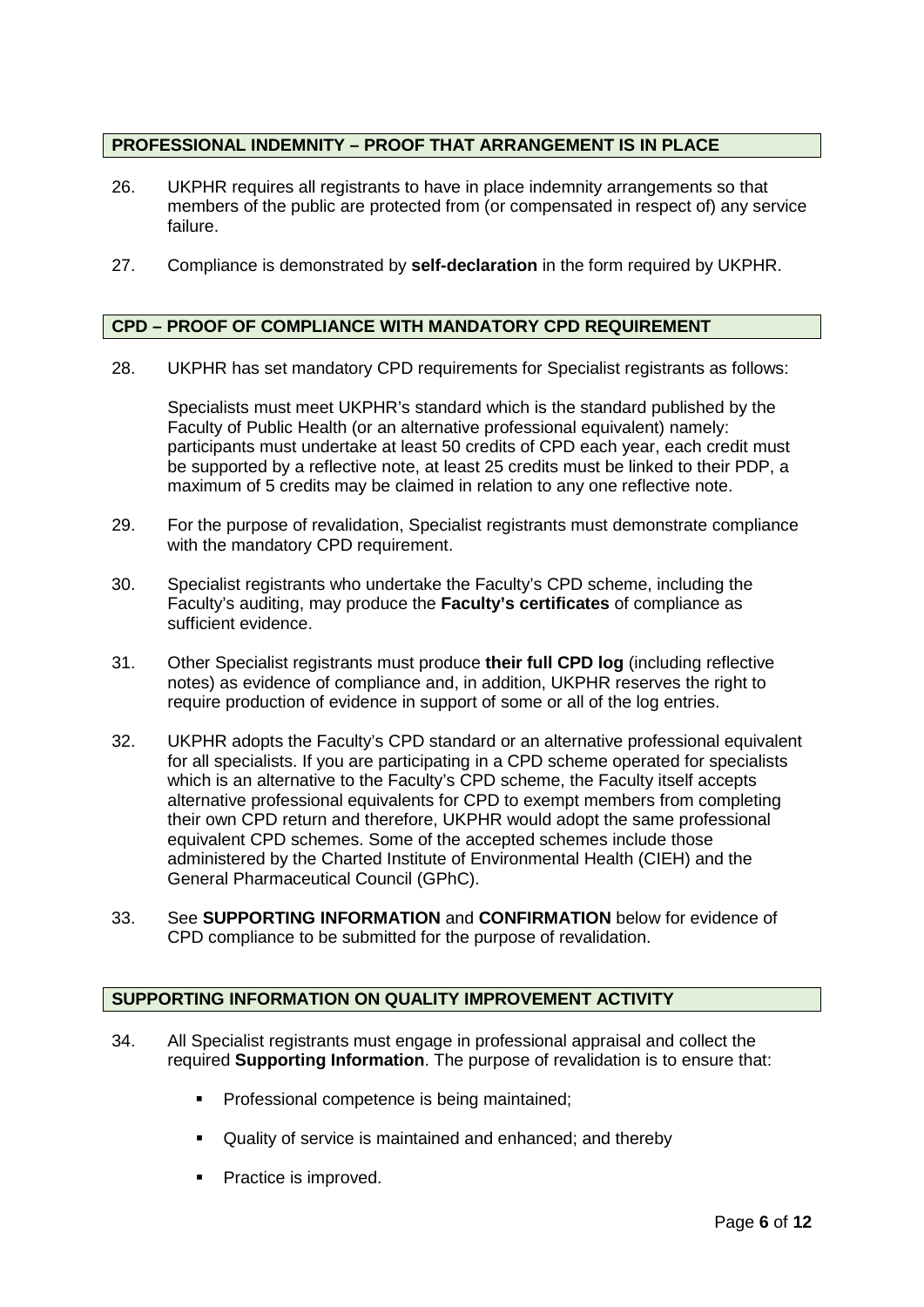## PROFESSIONAL INDEMNITY – PROOF THAT ARRANGEMENT IS IN PLACE

26. UKPHR requires all registrants to have in place indemnity arrangements so that members of the public are protected from (or compensated in respect of) any service failure.

27. Compliance is demonstrated by **self-declaration** in the form required by UKPHR.

## CPD – PROOF OF COMPLIANCE WITH MANDATORY CPD REQUIREMENT

28. UKPHR has set mandatory CPD requirements for Specialist registrants as follows:

    Specialists must meet UKPHR's standard which is the standard published by the Faculty of Public Health (or an alternative professional equivalent) namely: participants must undertake at least 50 credits of CPD each year, each credit must be supported by a reflective note, at least 25 credits must be linked to their PDP, a maximum of 5 credits may be claimed in relation to any one reflective note.

29. For the purpose of revalidation, Specialist registrants must demonstrate compliance with the mandatory CPD requirement.

30. Specialist registrants who undertake the Faculty's CPD scheme, including the Faculty's auditing, may produce the **Faculty's certificates** of compliance as sufficient evidence.

31. Other Specialist registrants must produce **their full CPD log** (including reflective notes) as evidence of compliance and, in addition, UKPHR reserves the right to require production of evidence in support of some or all of the log entries.

32. UKPHR adopts the Faculty's CPD standard or an alternative professional equivalent for all specialists. If you are participating in a CPD scheme operated for specialists which is an alternative to the Faculty's CPD scheme, the Faculty itself accepts alternative professional equivalents for CPD to exempt members from completing their own CPD return and therefore, UKPHR would adopt the same professional equivalent CPD schemes. Some of the accepted schemes include those administered by the Charted Institute of Environmental Health (CIEH) and the General Pharmaceutical Council (GPhC).

33. See **SUPPORTING INFORMATION** and **CONFIRMATION** below for evidence of CPD compliance to be submitted for the purpose of revalidation.

## SUPPORTING INFORMATION ON QUALITY IMPROVEMENT ACTIVITY

34. All Specialist registrants must engage in professional appraisal and collect the required **Supporting Information**. The purpose of revalidation is to ensure that:

    - Professional competence is being maintained;
    - Quality of service is maintained and enhanced; and thereby
    - Practice is improved.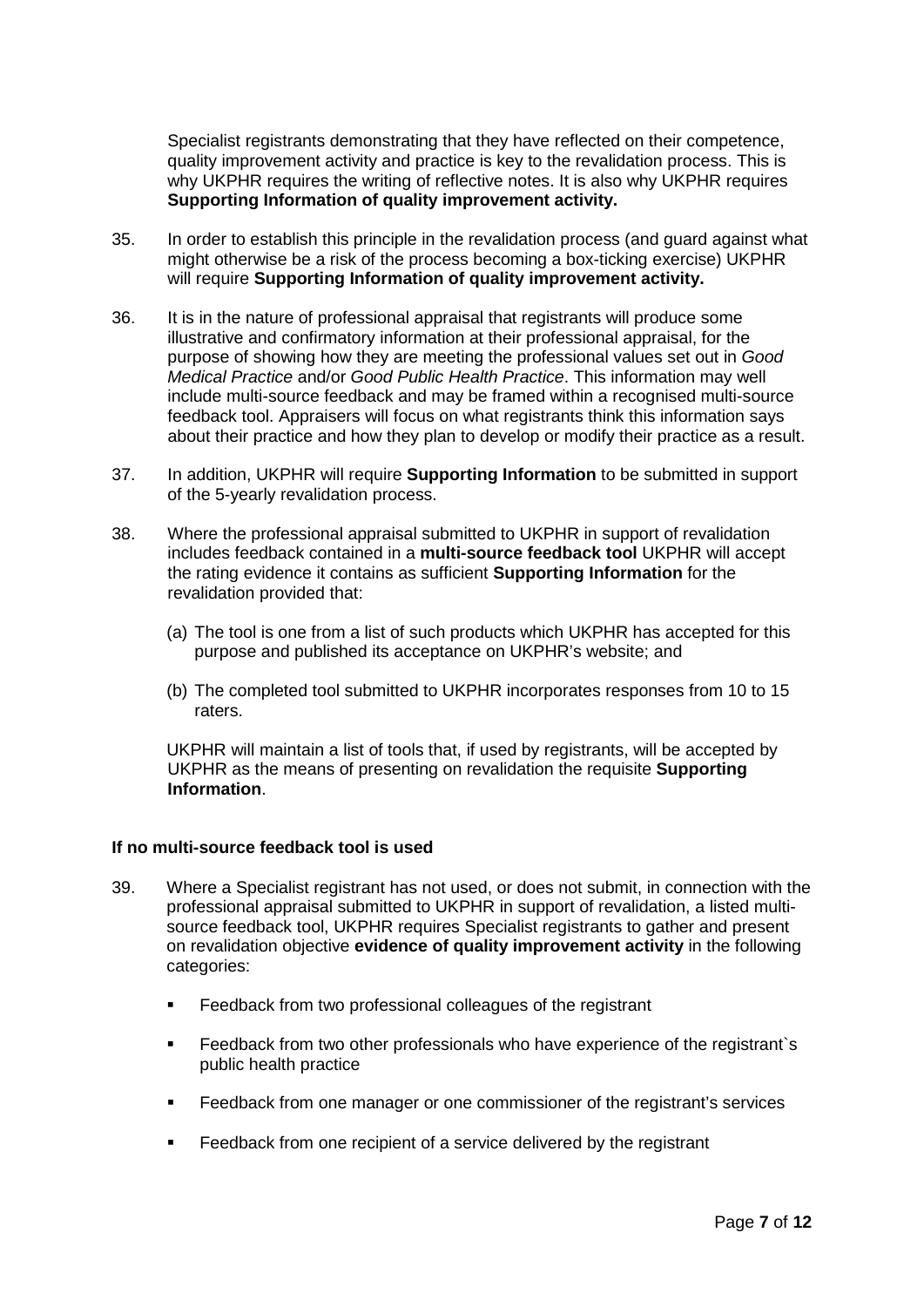Specialist registrants demonstrating that they have reflected on their competence, quality improvement activity and practice is key to the revalidation process. This is why UKPHR requires the writing of reflective notes. It is also why UKPHR requires **Supporting Information of quality improvement activity.**

35. In order to establish this principle in the revalidation process (and guard against what might otherwise be a risk of the process becoming a box-ticking exercise) UKPHR will require **Supporting Information of quality improvement activity.**

36. It is in the nature of professional appraisal that registrants will produce some illustrative and confirmatory information at their professional appraisal, for the purpose of showing how they are meeting the professional values set out in *Good Medical Practice* and/or *Good Public Health Practice*. This information may well include multi-source feedback and may be framed within a recognised multi-source feedback tool. Appraisers will focus on what registrants think this information says about their practice and how they plan to develop or modify their practice as a result.

37. In addition, UKPHR will require **Supporting Information** to be submitted in support of the 5-yearly revalidation process.

38. Where the professional appraisal submitted to UKPHR in support of revalidation includes feedback contained in a **multi-source feedback tool** UKPHR will accept the rating evidence it contains as sufficient **Supporting Information** for the revalidation provided that:

    (a) The tool is one from a list of such products which UKPHR has accepted for this purpose and published its acceptance on UKPHR's website; and

    (b) The completed tool submitted to UKPHR incorporates responses from 10 to 15 raters.

    UKPHR will maintain a list of tools that, if used by registrants, will be accepted by UKPHR as the means of presenting on revalidation the requisite **Supporting Information**.

**If no multi-source feedback tool is used**

39. Where a Specialist registrant has not used, or does not submit, in connection with the professional appraisal submitted to UKPHR in support of revalidation, a listed multi-source feedback tool, UKPHR requires Specialist registrants to gather and present on revalidation objective **evidence of quality improvement activity** in the following categories:

    - Feedback from two professional colleagues of the registrant
    - Feedback from two other professionals who have experience of the registrant`s public health practice
    - Feedback from one manager or one commissioner of the registrant's services
    - Feedback from one recipient of a service delivered by the registrant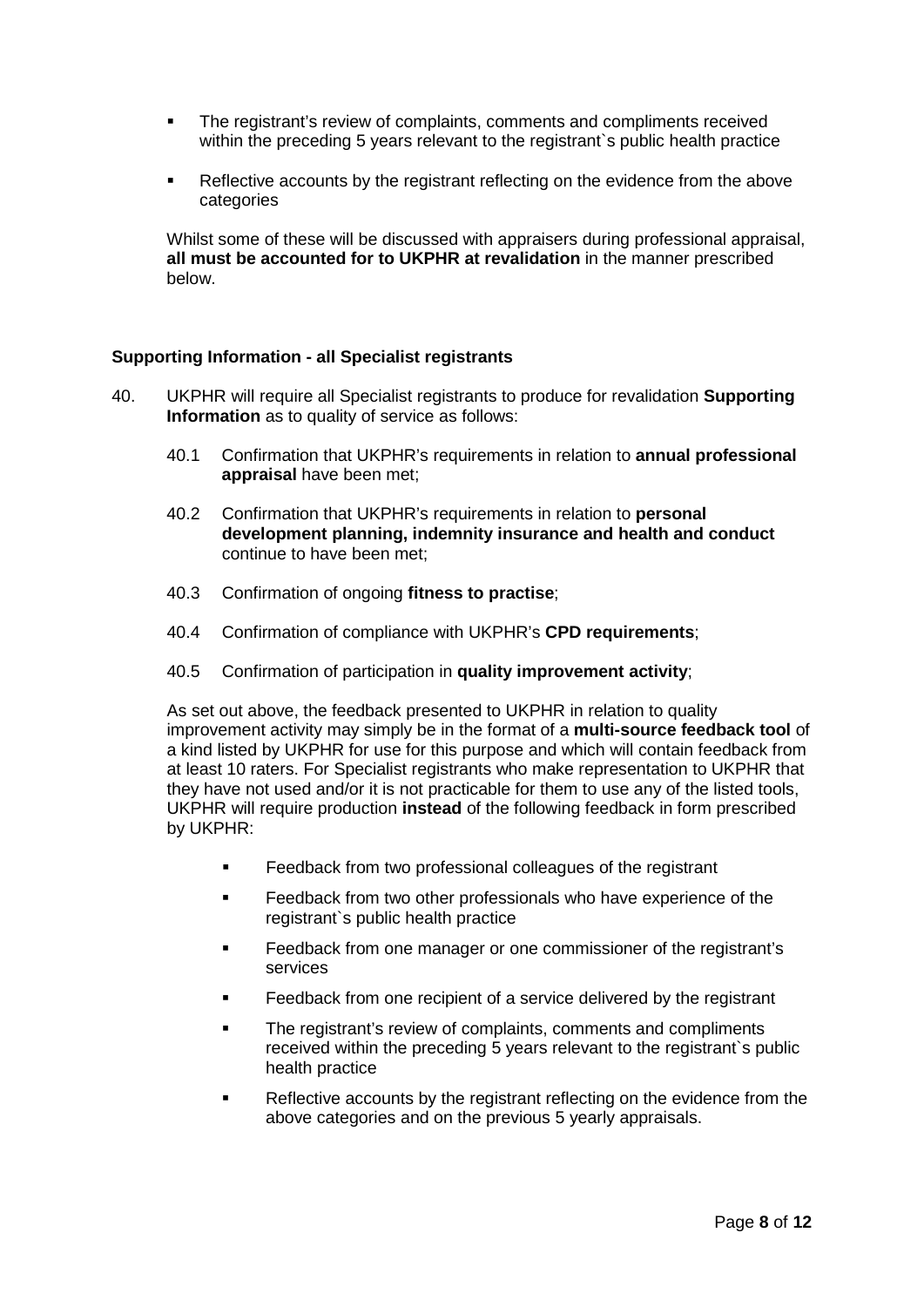- The registrant's review of complaints, comments and compliments received within the preceding 5 years relevant to the registrant`s public health practice

- Reflective accounts by the registrant reflecting on the evidence from the above categories

Whilst some of these will be discussed with appraisers during professional appraisal, **all must be accounted for to UKPHR at revalidation** in the manner prescribed below.

**Supporting Information - all Specialist registrants**

40. UKPHR will require all Specialist registrants to produce for revalidation **Supporting Information** as to quality of service as follows:

 40.1 Confirmation that UKPHR's requirements in relation to **annual professional appraisal** have been met;

 40.2 Confirmation that UKPHR's requirements in relation to **personal development planning, indemnity insurance and health and conduct** continue to have been met;

 40.3 Confirmation of ongoing **fitness to practise**;

 40.4 Confirmation of compliance with UKPHR's **CPD requirements**;

 40.5 Confirmation of participation in **quality improvement activity**;

 As set out above, the feedback presented to UKPHR in relation to quality improvement activity may simply be in the format of a **multi-source feedback tool** of a kind listed by UKPHR for use for this purpose and which will contain feedback from at least 10 raters. For Specialist registrants who make representation to UKPHR that they have not used and/or it is not practicable for them to use any of the listed tools, UKPHR will require production **instead** of the following feedback in form prescribed by UKPHR:

 - Feedback from two professional colleagues of the registrant

 - Feedback from two other professionals who have experience of the registrant`s public health practice

 - Feedback from one manager or one commissioner of the registrant's services

 - Feedback from one recipient of a service delivered by the registrant

 - The registrant's review of complaints, comments and compliments received within the preceding 5 years relevant to the registrant`s public health practice

 - Reflective accounts by the registrant reflecting on the evidence from the above categories and on the previous 5 yearly appraisals.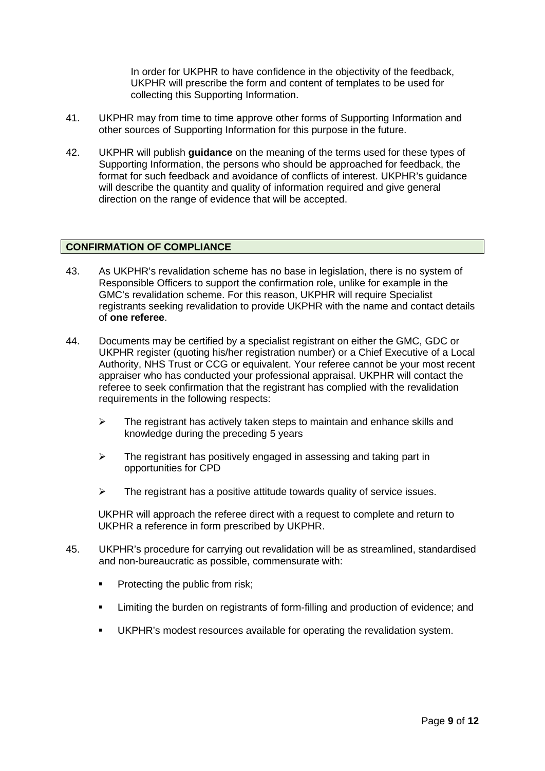In order for UKPHR to have confidence in the objectivity of the feedback, UKPHR will prescribe the form and content of templates to be used for collecting this Supporting Information.

41. UKPHR may from time to time approve other forms of Supporting Information and other sources of Supporting Information for this purpose in the future.

42. UKPHR will publish **guidance** on the meaning of the terms used for these types of Supporting Information, the persons who should be approached for feedback, the format for such feedback and avoidance of conflicts of interest. UKPHR's guidance will describe the quantity and quality of information required and give general direction on the range of evidence that will be accepted.

## CONFIRMATION OF COMPLIANCE

43. As UKPHR's revalidation scheme has no base in legislation, there is no system of Responsible Officers to support the confirmation role, unlike for example in the GMC's revalidation scheme. For this reason, UKPHR will require Specialist registrants seeking revalidation to provide UKPHR with the name and contact details of **one referee**.

44. Documents may be certified by a specialist registrant on either the GMC, GDC or UKPHR register (quoting his/her registration number) or a Chief Executive of a Local Authority, NHS Trust or CCG or equivalent. Your referee cannot be your most recent appraiser who has conducted your professional appraisal. UKPHR will contact the referee to seek confirmation that the registrant has complied with the revalidation requirements in the following respects:

    - The registrant has actively taken steps to maintain and enhance skills and knowledge during the preceding 5 years
    - The registrant has positively engaged in assessing and taking part in opportunities for CPD
    - The registrant has a positive attitude towards quality of service issues.

    UKPHR will approach the referee direct with a request to complete and return to UKPHR a reference in form prescribed by UKPHR.

45. UKPHR's procedure for carrying out revalidation will be as streamlined, standardised and non-bureaucratic as possible, commensurate with:

    - Protecting the public from risk;
    - Limiting the burden on registrants of form-filling and production of evidence; and
    - UKPHR's modest resources available for operating the revalidation system.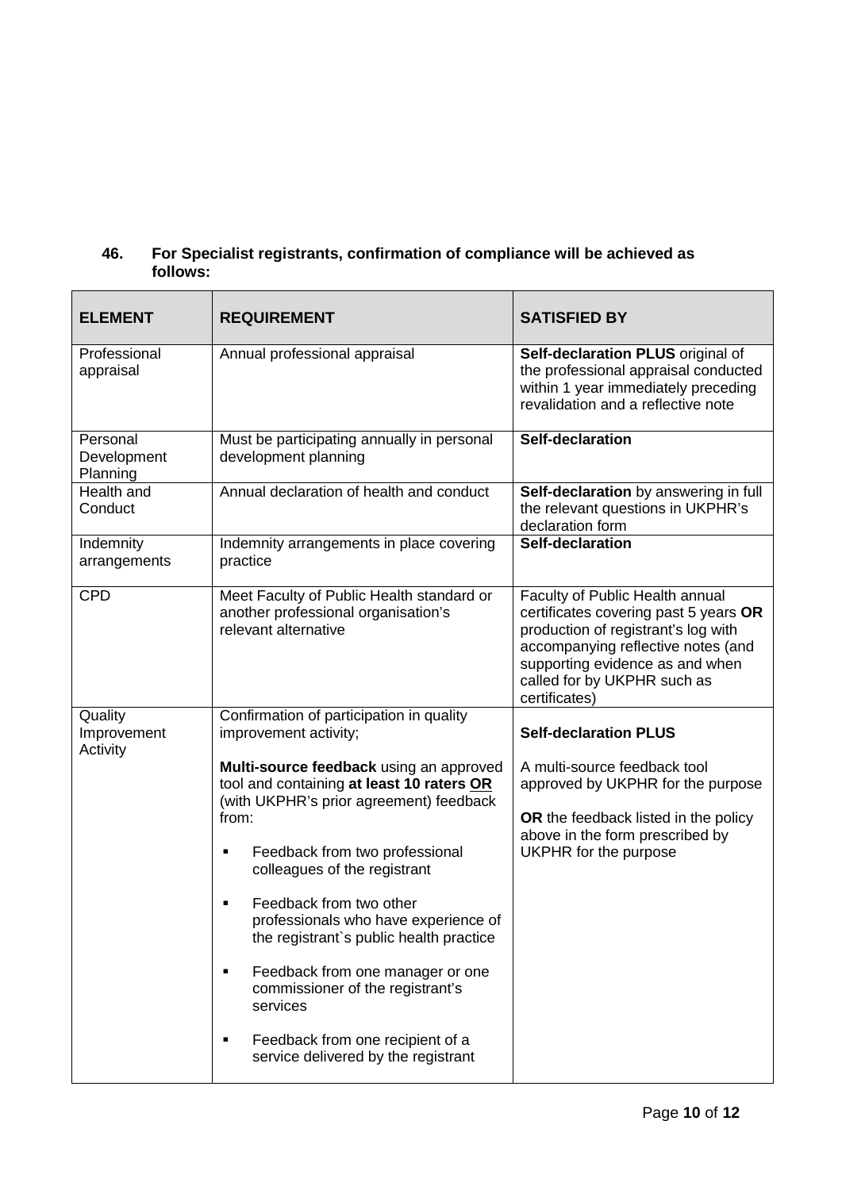**46. For Specialist registrants, confirmation of compliance will be achieved as follows:**

| ELEMENT | REQUIREMENT | SATISFIED BY |
|---|---|---|
| Professional appraisal | Annual professional appraisal | **Self-declaration PLUS** original of the professional appraisal conducted within 1 year immediately preceding revalidation and a reflective note |
| Personal Development Planning | Must be participating annually in personal development planning | **Self-declaration** |
| Health and Conduct | Annual declaration of health and conduct | **Self-declaration** by answering in full the relevant questions in UKPHR's declaration form |
| Indemnity arrangements | Indemnity arrangements in place covering practice | **Self-declaration** |
| CPD | Meet Faculty of Public Health standard or another professional organisation's relevant alternative | Faculty of Public Health annual certificates covering past 5 years **OR** production of registrant's log with accompanying reflective notes (and supporting evidence as and when called for by UKPHR such as certificates) |
| Quality Improvement Activity | Confirmation of participation in quality improvement activity;<br><br>**Multi-source feedback** using an approved tool and containing **at least 10 raters <u>OR</u>** (with UKPHR's prior agreement) feedback from:<br><br>▪ Feedback from two professional colleagues of the registrant<br><br>▪ Feedback from two other professionals who have experience of the registrant`s public health practice<br><br>▪ Feedback from one manager or one commissioner of the registrant's services<br><br>▪ Feedback from one recipient of a service delivered by the registrant | **Self-declaration PLUS**<br><br>A multi-source feedback tool approved by UKPHR for the purpose<br><br>**OR** the feedback listed in the policy above in the form prescribed by UKPHR for the purpose |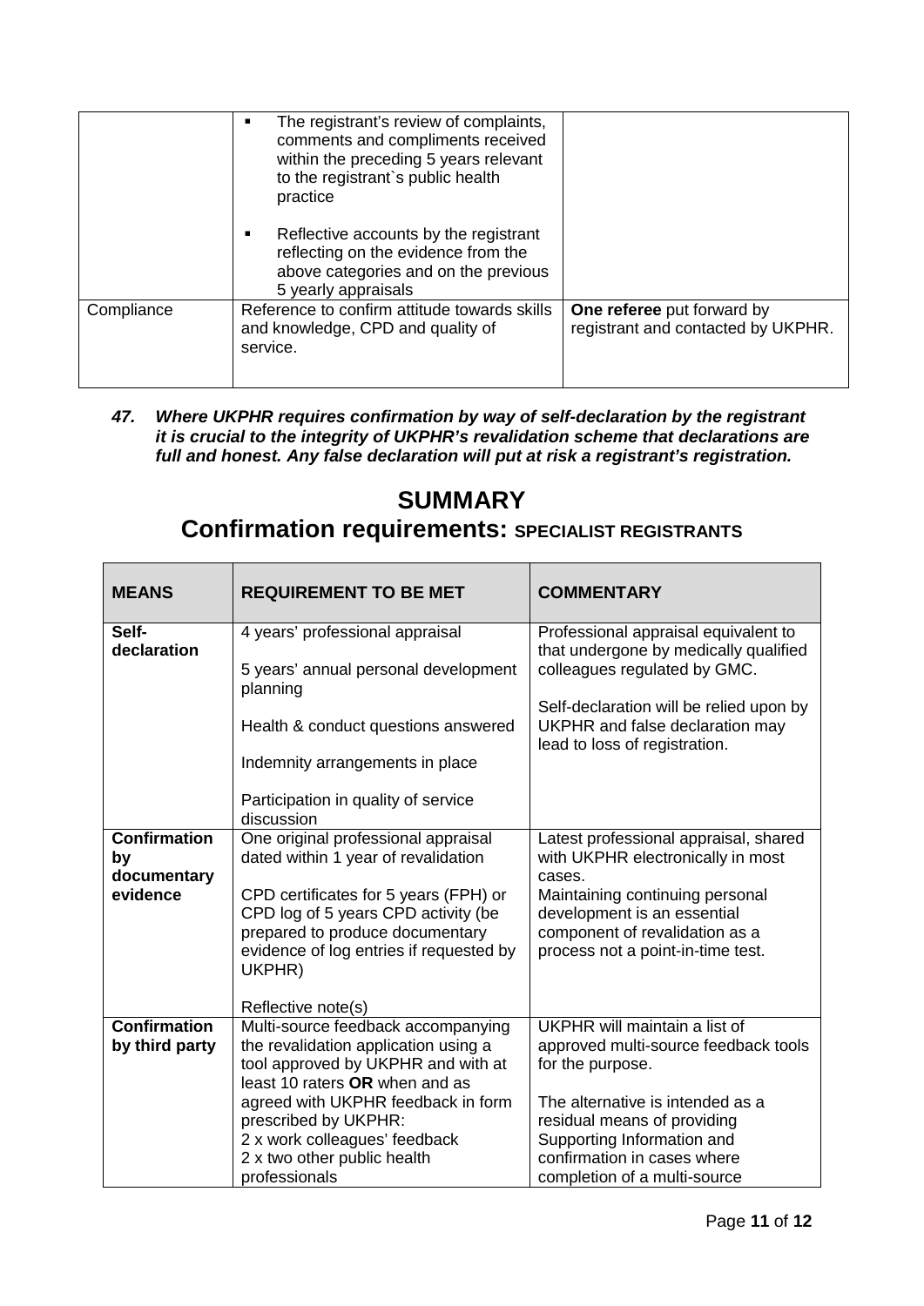| | | |
|---|---|---|
| | ▪ The registrant's review of complaints, comments and compliments received within the preceding 5 years relevant to the registrant`s public health practice<br><br>▪ Reflective accounts by the registrant reflecting on the evidence from the above categories and on the previous 5 yearly appraisals | |
| Compliance | Reference to confirm attitude towards skills and knowledge, CPD and quality of service. | **One referee** put forward by registrant and contacted by UKPHR. |

***47. Where UKPHR requires confirmation by way of self-declaration by the registrant it is crucial to the integrity of UKPHR's revalidation scheme that declarations are full and honest. Any false declaration will put at risk a registrant's registration.***

# SUMMARY

## Confirmation requirements: SPECIALIST REGISTRANTS

| MEANS | REQUIREMENT TO BE MET | COMMENTARY |
|---|---|---|
| **Self-declaration** | 4 years' professional appraisal<br><br>5 years' annual personal development planning<br><br>Health & conduct questions answered<br><br>Indemnity arrangements in place<br><br>Participation in quality of service discussion | Professional appraisal equivalent to that undergone by medically qualified colleagues regulated by GMC.<br><br>Self-declaration will be relied upon by UKPHR and false declaration may lead to loss of registration. |
| **Confirmation by documentary evidence** | One original professional appraisal dated within 1 year of revalidation<br><br>CPD certificates for 5 years (FPH) or CPD log of 5 years CPD activity (be prepared to produce documentary evidence of log entries if requested by UKPHR)<br><br>Reflective note(s) | Latest professional appraisal, shared with UKPHR electronically in most cases.<br>Maintaining continuing personal development is an essential component of revalidation as a process not a point-in-time test. |
| **Confirmation by third party** | Multi-source feedback accompanying the revalidation application using a tool approved by UKPHR and with at least 10 raters **OR** when and as agreed with UKPHR feedback in form prescribed by UKPHR:<br>2 x work colleagues' feedback<br>2 x two other public health professionals | UKPHR will maintain a list of approved multi-source feedback tools for the purpose.<br><br>The alternative is intended as a residual means of providing Supporting Information and confirmation in cases where completion of a multi-source |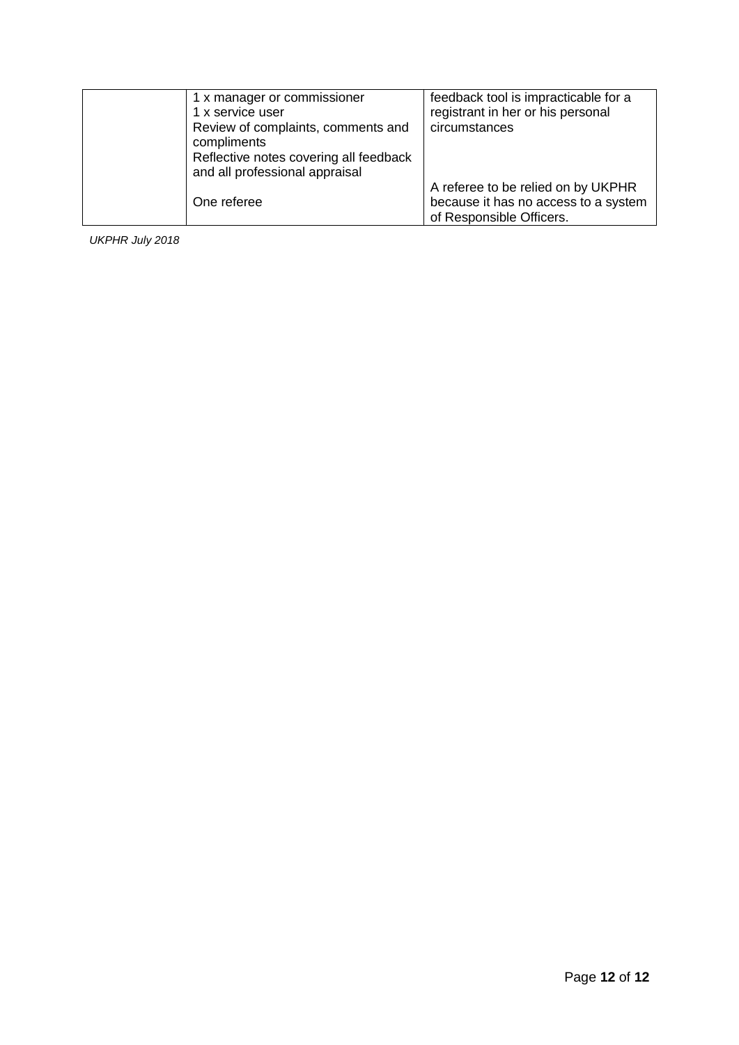| | | |
|---|---|---|
| | 1 x manager or commissioner<br>1 x service user<br>Review of complaints, comments and compliments<br>Reflective notes covering all feedback and all professional appraisal | feedback tool is impracticable for a registrant in her or his personal circumstances |
| | One referee | A referee to be relied on by UKPHR because it has no access to a system of Responsible Officers. |

*UKPHR July 2018*